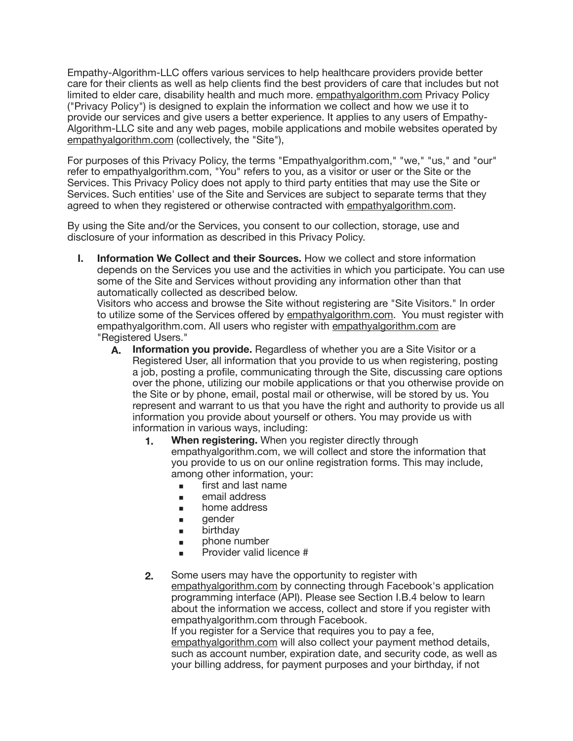Empathy-Algorithm-LLC offers various services to help healthcare providers provide better care for their clients as well as help clients find the best providers of care that includes but not limited to elder care, disability health and much more. empathyalgorithm.com Privacy Policy ("Privacy Policy") is designed to explain the information we collect and how we use it to provide our services and give users a better experience. It applies to any users of Empathy-Algorithm-LLC site and any web pages, mobile applications and mobile websites operated by empathyalgorithm.com (collectively, the "Site"),

For purposes of this Privacy Policy, the terms "Empathyalgorithm.com," "we," "us," and "our" refer to empathyalgorithm.com, "You" refers to you, as a visitor or user or the Site or the Services. This Privacy Policy does not apply to third party entities that may use the Site or Services. Such entities' use of the Site and Services are subject to separate terms that they agreed to when they registered or otherwise contracted with empathyalgorithm.com.

By using the Site and/or the Services, you consent to our collection, storage, use and disclosure of your information as described in this Privacy Policy.

I. **Information We Collect and their Sources.** How we collect and store information depends on the Services you use and the activities in which you participate. You can use some of the Site and Services without providing any information other than that automatically collected as described below.
   Visitors who access and browse the Site without registering are "Site Visitors." In order to utilize some of the Services offered by empathyalgorithm.com. You must register with empathyalgorithm.com. All users who register with empathyalgorithm.com are "Registered Users."

   A. **Information you provide.** Regardless of whether you are a Site Visitor or a Registered User, all information that you provide to us when registering, posting a job, posting a profile, communicating through the Site, discussing care options over the phone, utilizing our mobile applications or that you otherwise provide on the Site or by phone, email, postal mail or otherwise, will be stored by us. You represent and warrant to us that you have the right and authority to provide us all information you provide about yourself or others. You may provide us with information in various ways, including:

      1. **When registering.** When you register directly through empathyalgorithm.com, we will collect and store the information that you provide to us on our online registration forms. This may include, among other information, your:
         - first and last name
         - email address
         - home address
         - gender
         - birthday
         - phone number
         - Provider valid licence #

      2. Some users may have the opportunity to register with empathyalgorithm.com by connecting through Facebook's application programming interface (API). Please see Section I.B.4 below to learn about the information we access, collect and store if you register with empathyalgorithm.com through Facebook.
         If you register for a Service that requires you to pay a fee, empathyalgorithm.com will also collect your payment method details, such as account number, expiration date, and security code, as well as your billing address, for payment purposes and your birthday, if not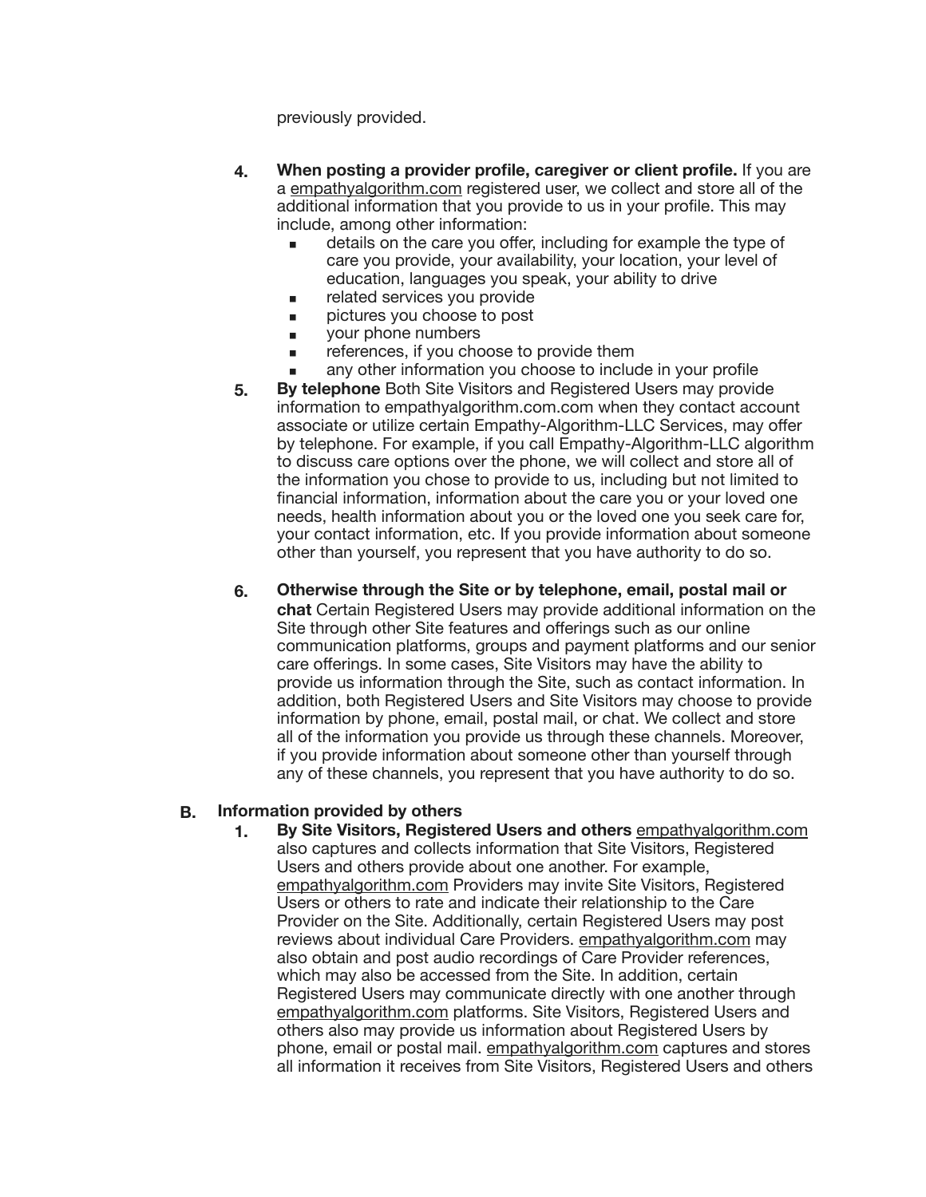previously provided.

4. **When posting a provider profile, caregiver or client profile.** If you are a empathyalgorithm.com registered user, we collect and store all of the additional information that you provide to us in your profile. This may include, among other information:
   - details on the care you offer, including for example the type of care you provide, your availability, your location, your level of education, languages you speak, your ability to drive
   - related services you provide
   - pictures you choose to post
   - your phone numbers
   - references, if you choose to provide them
   - any other information you choose to include in your profile
5. **By telephone** Both Site Visitors and Registered Users may provide information to empathyalgorithm.com.com when they contact account associate or utilize certain Empathy-Algorithm-LLC Services, may offer by telephone. For example, if you call Empathy-Algorithm-LLC algorithm to discuss care options over the phone, we will collect and store all of the information you chose to provide to us, including but not limited to financial information, information about the care you or your loved one needs, health information about you or the loved one you seek care for, your contact information, etc. If you provide information about someone other than yourself, you represent that you have authority to do so.

6. **Otherwise through the Site or by telephone, email, postal mail or chat** Certain Registered Users may provide additional information on the Site through other Site features and offerings such as our online communication platforms, groups and payment platforms and our senior care offerings. In some cases, Site Visitors may have the ability to provide us information through the Site, such as contact information. In addition, both Registered Users and Site Visitors may choose to provide information by phone, email, postal mail, or chat. We collect and store all of the information you provide us through these channels. Moreover, if you provide information about someone other than yourself through any of these channels, you represent that you have authority to do so.

**B. Information provided by others**

1. **By Site Visitors, Registered Users and others** empathyalgorithm.com also captures and collects information that Site Visitors, Registered Users and others provide about one another. For example, empathyalgorithm.com Providers may invite Site Visitors, Registered Users or others to rate and indicate their relationship to the Care Provider on the Site. Additionally, certain Registered Users may post reviews about individual Care Providers. empathyalgorithm.com may also obtain and post audio recordings of Care Provider references, which may also be accessed from the Site. In addition, certain Registered Users may communicate directly with one another through empathyalgorithm.com platforms. Site Visitors, Registered Users and others also may provide us information about Registered Users by phone, email or postal mail. empathyalgorithm.com captures and stores all information it receives from Site Visitors, Registered Users and others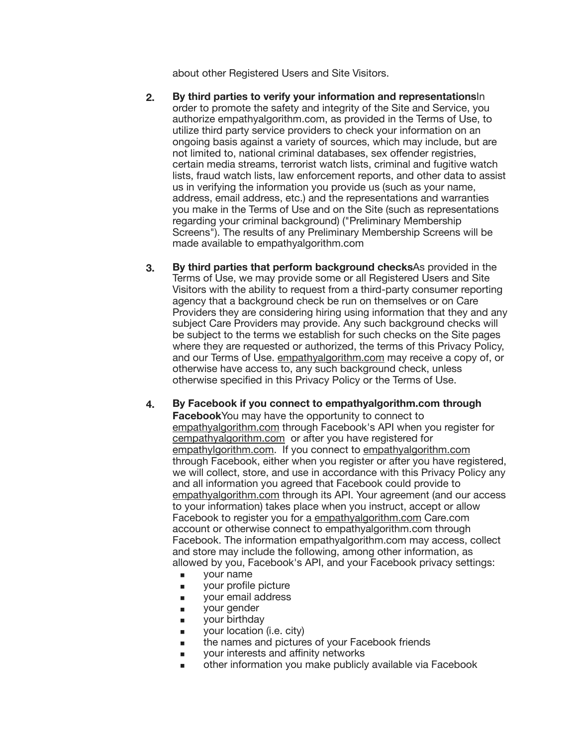about other Registered Users and Site Visitors.

2. **By third parties to verify your information and representations**In order to promote the safety and integrity of the Site and Service, you authorize empathyalgorithm.com, as provided in the Terms of Use, to utilize third party service providers to check your information on an ongoing basis against a variety of sources, which may include, but are not limited to, national criminal databases, sex offender registries, certain media streams, terrorist watch lists, criminal and fugitive watch lists, fraud watch lists, law enforcement reports, and other data to assist us in verifying the information you provide us (such as your name, address, email address, etc.) and the representations and warranties you make in the Terms of Use and on the Site (such as representations regarding your criminal background) ("Preliminary Membership Screens"). The results of any Preliminary Membership Screens will be made available to empathyalgorithm.com

3. **By third parties that perform background checks**As provided in the Terms of Use, we may provide some or all Registered Users and Site Visitors with the ability to request from a third-party consumer reporting agency that a background check be run on themselves or on Care Providers they are considering hiring using information that they and any subject Care Providers may provide. Any such background checks will be subject to the terms we establish for such checks on the Site pages where they are requested or authorized, the terms of this Privacy Policy, and our Terms of Use. empathyalgorithm.com may receive a copy of, or otherwise have access to, any such background check, unless otherwise specified in this Privacy Policy or the Terms of Use.

4. **By Facebook if you connect to empathyalgorithm.com through Facebook**You may have the opportunity to connect to empathyalgorithm.com through Facebook's API when you register for cempathyalgorithm.com or after you have registered for empathylgorithm.com. If you connect to empathyalgorithm.com through Facebook, either when you register or after you have registered, we will collect, store, and use in accordance with this Privacy Policy any and all information you agreed that Facebook could provide to empathyalgorithm.com through its API. Your agreement (and our access to your information) takes place when you instruct, accept or allow Facebook to register you for a empathyalgorithm.com Care.com account or otherwise connect to empathyalgorithm.com through Facebook. The information empathyalgorithm.com may access, collect and store may include the following, among other information, as allowed by you, Facebook's API, and your Facebook privacy settings:
   - your name
   - your profile picture
   - your email address
   - your gender
   - your birthday
   - your location (i.e. city)
   - the names and pictures of your Facebook friends
   - your interests and affinity networks
   - other information you make publicly available via Facebook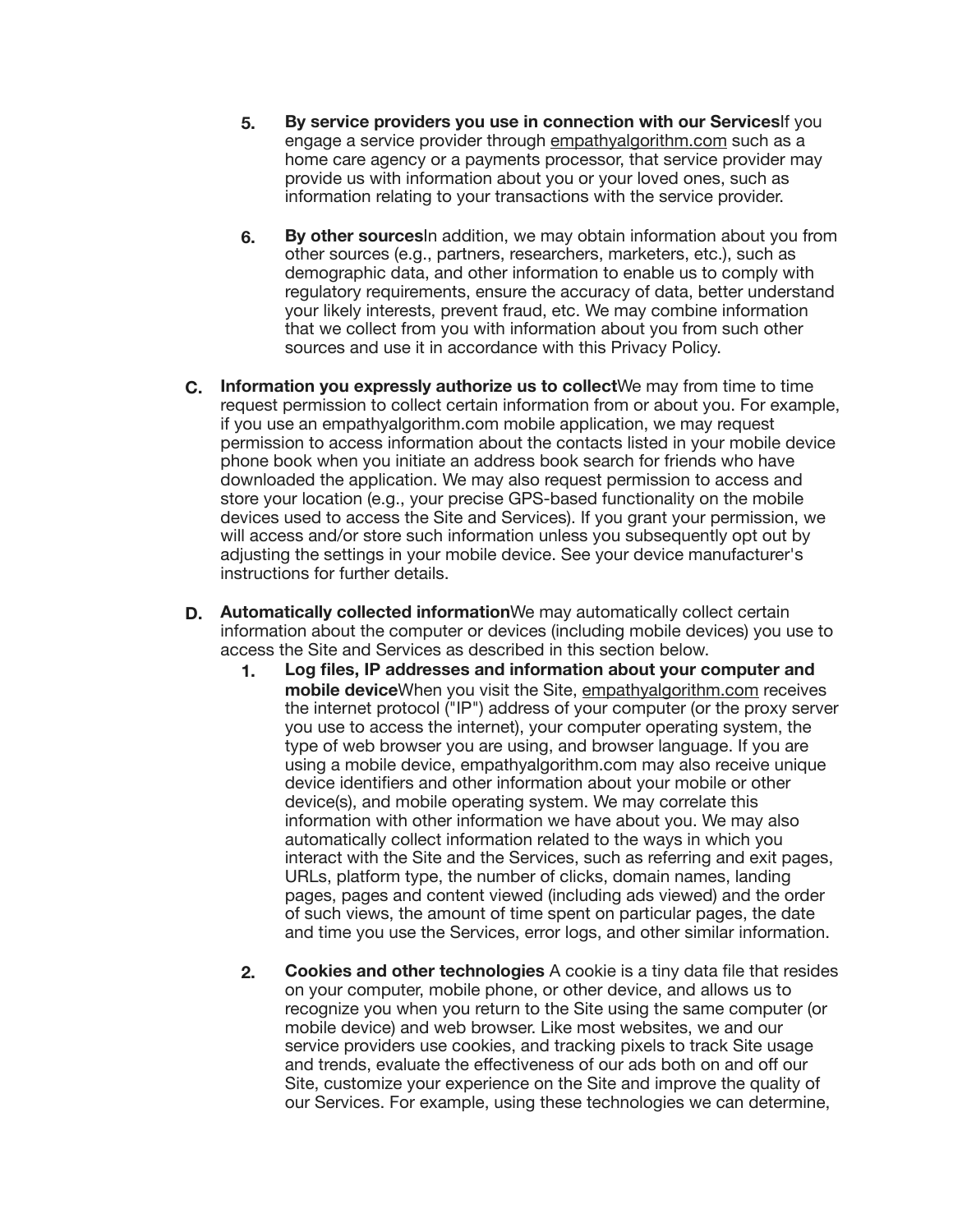5. **By service providers you use in connection with our Services**If you engage a service provider through empathyalgorithm.com such as a home care agency or a payments processor, that service provider may provide us with information about you or your loved ones, such as information relating to your transactions with the service provider.

6. **By other sources**In addition, we may obtain information about you from other sources (e.g., partners, researchers, marketers, etc.), such as demographic data, and other information to enable us to comply with regulatory requirements, ensure the accuracy of data, better understand your likely interests, prevent fraud, etc. We may combine information that we collect from you with information about you from such other sources and use it in accordance with this Privacy Policy.

C. **Information you expressly authorize us to collect**We may from time to time request permission to collect certain information from or about you. For example, if you use an empathyalgorithm.com mobile application, we may request permission to access information about the contacts listed in your mobile device phone book when you initiate an address book search for friends who have downloaded the application. We may also request permission to access and store your location (e.g., your precise GPS-based functionality on the mobile devices used to access the Site and Services). If you grant your permission, we will access and/or store such information unless you subsequently opt out by adjusting the settings in your mobile device. See your device manufacturer's instructions for further details.

D. **Automatically collected information**We may automatically collect certain information about the computer or devices (including mobile devices) you use to access the Site and Services as described in this section below.

1. **Log files, IP addresses and information about your computer and mobile device**When you visit the Site, empathyalgorithm.com receives the internet protocol ("IP") address of your computer (or the proxy server you use to access the internet), your computer operating system, the type of web browser you are using, and browser language. If you are using a mobile device, empathyalgorithm.com may also receive unique device identifiers and other information about your mobile or other device(s), and mobile operating system. We may correlate this information with other information we have about you. We may also automatically collect information related to the ways in which you interact with the Site and the Services, such as referring and exit pages, URLs, platform type, the number of clicks, domain names, landing pages, pages and content viewed (including ads viewed) and the order of such views, the amount of time spent on particular pages, the date and time you use the Services, error logs, and other similar information.

2. **Cookies and other technologies** A cookie is a tiny data file that resides on your computer, mobile phone, or other device, and allows us to recognize you when you return to the Site using the same computer (or mobile device) and web browser. Like most websites, we and our service providers use cookies, and tracking pixels to track Site usage and trends, evaluate the effectiveness of our ads both on and off our Site, customize your experience on the Site and improve the quality of our Services. For example, using these technologies we can determine,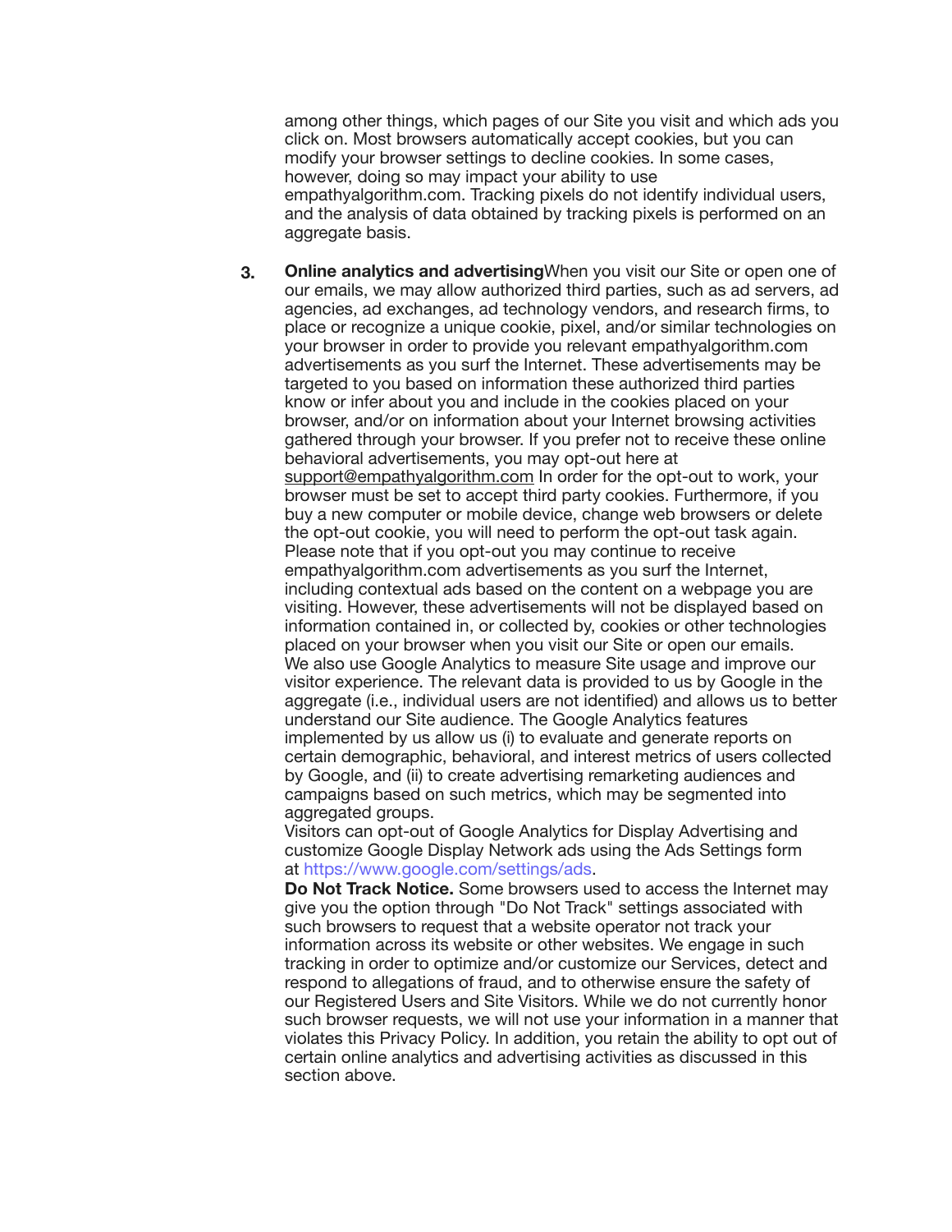among other things, which pages of our Site you visit and which ads you click on. Most browsers automatically accept cookies, but you can modify your browser settings to decline cookies. In some cases, however, doing so may impact your ability to use empathyalgorithm.com. Tracking pixels do not identify individual users, and the analysis of data obtained by tracking pixels is performed on an aggregate basis.

3. **Online analytics and advertising**When you visit our Site or open one of our emails, we may allow authorized third parties, such as ad servers, ad agencies, ad exchanges, ad technology vendors, and research firms, to place or recognize a unique cookie, pixel, and/or similar technologies on your browser in order to provide you relevant empathyalgorithm.com advertisements as you surf the Internet. These advertisements may be targeted to you based on information these authorized third parties know or infer about you and include in the cookies placed on your browser, and/or on information about your Internet browsing activities gathered through your browser. If you prefer not to receive these online behavioral advertisements, you may opt-out here at support@empathyalgorithm.com In order for the opt-out to work, your browser must be set to accept third party cookies. Furthermore, if you buy a new computer or mobile device, change web browsers or delete the opt-out cookie, you will need to perform the opt-out task again. Please note that if you opt-out you may continue to receive empathyalgorithm.com advertisements as you surf the Internet, including contextual ads based on the content on a webpage you are visiting. However, these advertisements will not be displayed based on information contained in, or collected by, cookies or other technologies placed on your browser when you visit our Site or open our emails.
   We also use Google Analytics to measure Site usage and improve our visitor experience. The relevant data is provided to us by Google in the aggregate (i.e., individual users are not identified) and allows us to better understand our Site audience. The Google Analytics features implemented by us allow us (i) to evaluate and generate reports on certain demographic, behavioral, and interest metrics of users collected by Google, and (ii) to create advertising remarketing audiences and campaigns based on such metrics, which may be segmented into aggregated groups.
   Visitors can opt-out of Google Analytics for Display Advertising and customize Google Display Network ads using the Ads Settings form at https://www.google.com/settings/ads.
   **Do Not Track Notice.** Some browsers used to access the Internet may give you the option through "Do Not Track" settings associated with such browsers to request that a website operator not track your information across its website or other websites. We engage in such tracking in order to optimize and/or customize our Services, detect and respond to allegations of fraud, and to otherwise ensure the safety of our Registered Users and Site Visitors. While we do not currently honor such browser requests, we will not use your information in a manner that violates this Privacy Policy. In addition, you retain the ability to opt out of certain online analytics and advertising activities as discussed in this section above.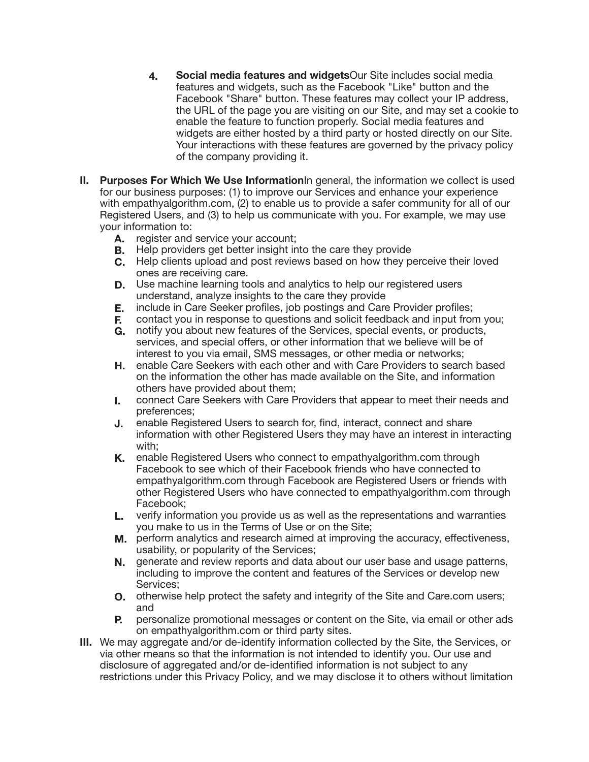4. **Social media features and widgets**Our Site includes social media features and widgets, such as the Facebook "Like" button and the Facebook "Share" button. These features may collect your IP address, the URL of the page you are visiting on our Site, and may set a cookie to enable the feature to function properly. Social media features and widgets are either hosted by a third party or hosted directly on our Site. Your interactions with these features are governed by the privacy policy of the company providing it.

**II. Purposes For Which We Use Information**In general, the information we collect is used for our business purposes: (1) to improve our Services and enhance your experience with empathyalgorithm.com, (2) to enable us to provide a safer community for all of our Registered Users, and (3) to help us communicate with you. For example, we may use your information to:

- **A.** register and service your account;
- **B.** Help providers get better insight into the care they provide
- **C.** Help clients upload and post reviews based on how they perceive their loved ones are receiving care.
- **D.** Use machine learning tools and analytics to help our registered users understand, analyze insights to the care they provide
- **E.** include in Care Seeker profiles, job postings and Care Provider profiles;
- **F.** contact you in response to questions and solicit feedback and input from you;
- **G.** notify you about new features of the Services, special events, or products, services, and special offers, or other information that we believe will be of interest to you via email, SMS messages, or other media or networks;
- **H.** enable Care Seekers with each other and with Care Providers to search based on the information the other has made available on the Site, and information others have provided about them;
- **I.** connect Care Seekers with Care Providers that appear to meet their needs and preferences;
- **J.** enable Registered Users to search for, find, interact, connect and share information with other Registered Users they may have an interest in interacting with;
- **K.** enable Registered Users who connect to empathyalgorithm.com through Facebook to see which of their Facebook friends who have connected to empathyalgorithm.com through Facebook are Registered Users or friends with other Registered Users who have connected to empathyalgorithm.com through Facebook;
- **L.** verify information you provide us as well as the representations and warranties you make to us in the Terms of Use or on the Site;
- **M.** perform analytics and research aimed at improving the accuracy, effectiveness, usability, or popularity of the Services;
- **N.** generate and review reports and data about our user base and usage patterns, including to improve the content and features of the Services or develop new Services;
- **O.** otherwise help protect the safety and integrity of the Site and Care.com users; and
- **P.** personalize promotional messages or content on the Site, via email or other ads on empathyalgorithm.com or third party sites.

**III.** We may aggregate and/or de-identify information collected by the Site, the Services, or via other means so that the information is not intended to identify you. Our use and disclosure of aggregated and/or de-identified information is not subject to any restrictions under this Privacy Policy, and we may disclose it to others without limitation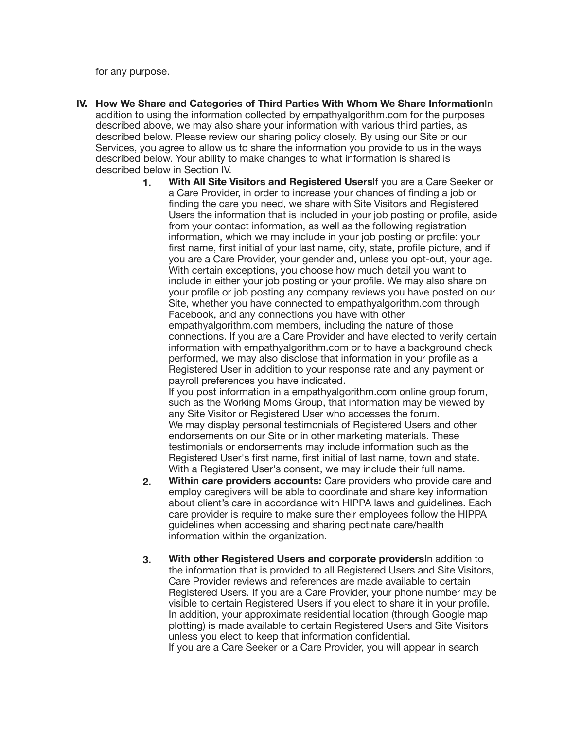for any purpose.

**IV. How We Share and Categories of Third Parties With Whom We Share Information**In addition to using the information collected by empathyalgorithm.com for the purposes described above, we may also share your information with various third parties, as described below. Please review our sharing policy closely. By using our Site or our Services, you agree to allow us to share the information you provide to us in the ways described below. Your ability to make changes to what information is shared is described below in Section IV.

1. **With All Site Visitors and Registered Users**If you are a Care Seeker or a Care Provider, in order to increase your chances of finding a job or finding the care you need, we share with Site Visitors and Registered Users the information that is included in your job posting or profile, aside from your contact information, as well as the following registration information, which we may include in your job posting or profile: your first name, first initial of your last name, city, state, profile picture, and if you are a Care Provider, your gender and, unless you opt-out, your age. With certain exceptions, you choose how much detail you want to include in either your job posting or your profile. We may also share on your profile or job posting any company reviews you have posted on our Site, whether you have connected to empathyalgorithm.com through Facebook, and any connections you have with other empathyalgorithm.com members, including the nature of those connections. If you are a Care Provider and have elected to verify certain information with empathyalgorithm.com or to have a background check performed, we may also disclose that information in your profile as a Registered User in addition to your response rate and any payment or payroll preferences you have indicated.
   If you post information in a empathyalgorithm.com online group forum, such as the Working Moms Group, that information may be viewed by any Site Visitor or Registered User who accesses the forum.
   We may display personal testimonials of Registered Users and other endorsements on our Site or in other marketing materials. These testimonials or endorsements may include information such as the Registered User's first name, first initial of last name, town and state. With a Registered User's consent, we may include their full name.
2. **Within care providers accounts:** Care providers who provide care and employ caregivers will be able to coordinate and share key information about client's care in accordance with HIPPA laws and guidelines. Each care provider is require to make sure their employees follow the HIPPA guidelines when accessing and sharing pectinate care/health information within the organization.

3. **With other Registered Users and corporate providers**In addition to the information that is provided to all Registered Users and Site Visitors, Care Provider reviews and references are made available to certain Registered Users. If you are a Care Provider, your phone number may be visible to certain Registered Users if you elect to share it in your profile. In addition, your approximate residential location (through Google map plotting) is made available to certain Registered Users and Site Visitors unless you elect to keep that information confidential.
   If you are a Care Seeker or a Care Provider, you will appear in search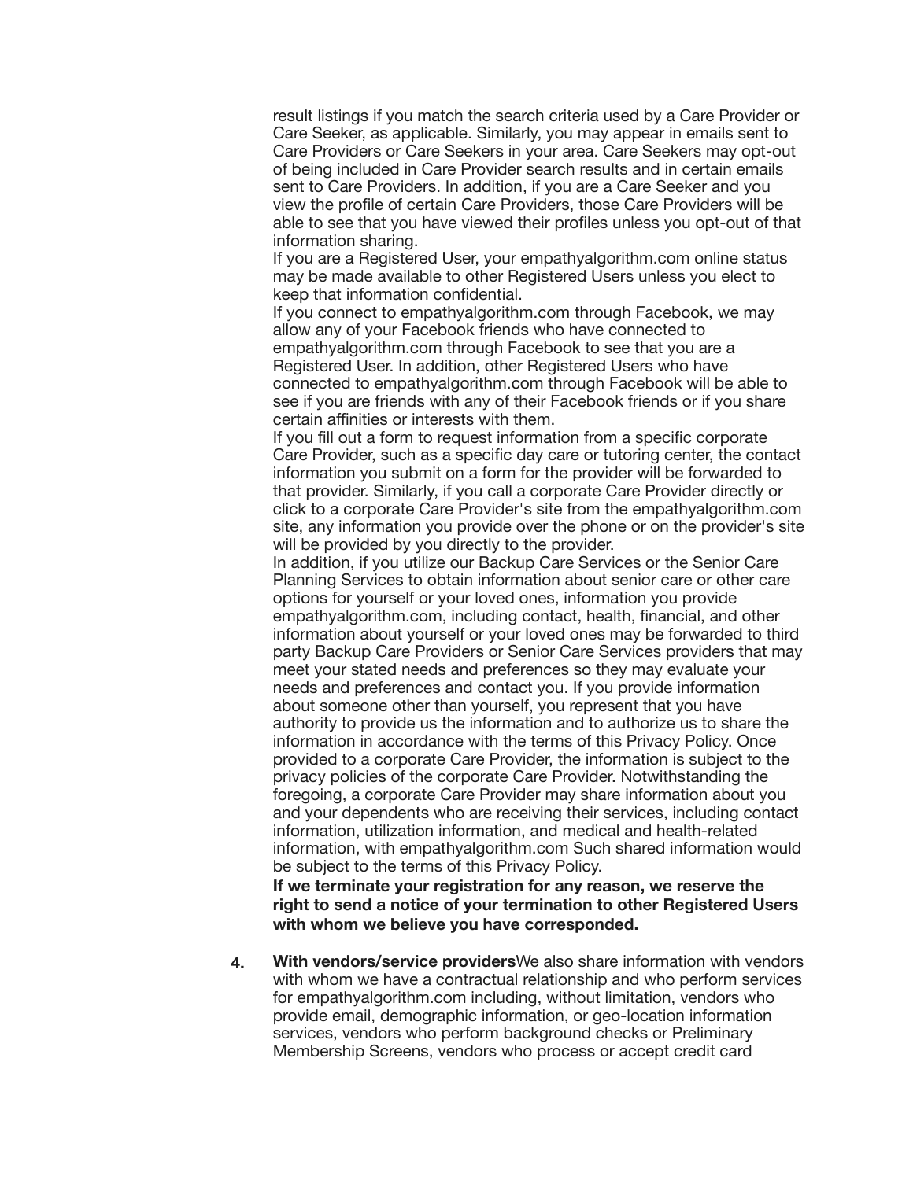result listings if you match the search criteria used by a Care Provider or Care Seeker, as applicable. Similarly, you may appear in emails sent to Care Providers or Care Seekers in your area. Care Seekers may opt-out of being included in Care Provider search results and in certain emails sent to Care Providers. In addition, if you are a Care Seeker and you view the profile of certain Care Providers, those Care Providers will be able to see that you have viewed their profiles unless you opt-out of that information sharing.

If you are a Registered User, your empathyalgorithm.com online status may be made available to other Registered Users unless you elect to keep that information confidential.

If you connect to empathyalgorithm.com through Facebook, we may allow any of your Facebook friends who have connected to empathyalgorithm.com through Facebook to see that you are a Registered User. In addition, other Registered Users who have connected to empathyalgorithm.com through Facebook will be able to see if you are friends with any of their Facebook friends or if you share certain affinities or interests with them.

If you fill out a form to request information from a specific corporate Care Provider, such as a specific day care or tutoring center, the contact information you submit on a form for the provider will be forwarded to that provider. Similarly, if you call a corporate Care Provider directly or click to a corporate Care Provider's site from the empathyalgorithm.com site, any information you provide over the phone or on the provider's site will be provided by you directly to the provider.

In addition, if you utilize our Backup Care Services or the Senior Care Planning Services to obtain information about senior care or other care options for yourself or your loved ones, information you provide empathyalgorithm.com, including contact, health, financial, and other information about yourself or your loved ones may be forwarded to third party Backup Care Providers or Senior Care Services providers that may meet your stated needs and preferences so they may evaluate your needs and preferences and contact you. If you provide information about someone other than yourself, you represent that you have authority to provide us the information and to authorize us to share the information in accordance with the terms of this Privacy Policy. Once provided to a corporate Care Provider, the information is subject to the privacy policies of the corporate Care Provider. Notwithstanding the foregoing, a corporate Care Provider may share information about you and your dependents who are receiving their services, including contact information, utilization information, and medical and health-related information, with empathyalgorithm.com Such shared information would be subject to the terms of this Privacy Policy.

**If we terminate your registration for any reason, we reserve the right to send a notice of your termination to other Registered Users with whom we believe you have corresponded.**

4. **With vendors/service providers**We also share information with vendors with whom we have a contractual relationship and who perform services for empathyalgorithm.com including, without limitation, vendors who provide email, demographic information, or geo-location information services, vendors who perform background checks or Preliminary Membership Screens, vendors who process or accept credit card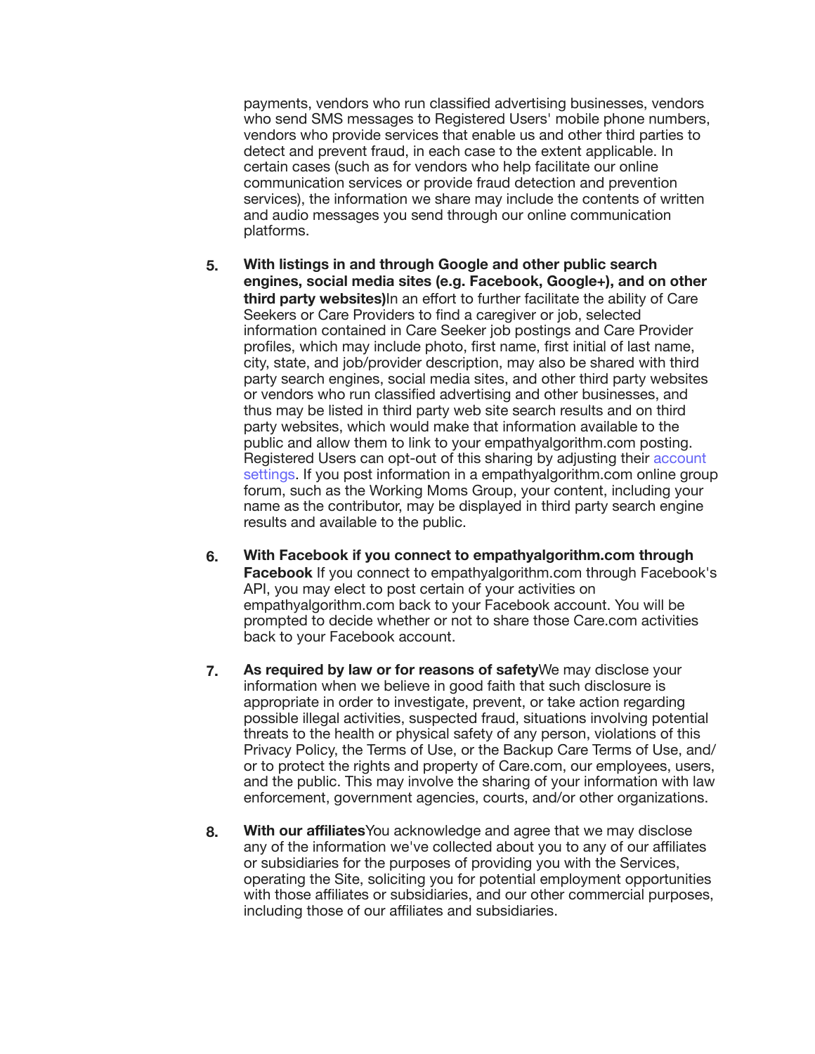payments, vendors who run classified advertising businesses, vendors who send SMS messages to Registered Users' mobile phone numbers, vendors who provide services that enable us and other third parties to detect and prevent fraud, in each case to the extent applicable. In certain cases (such as for vendors who help facilitate our online communication services or provide fraud detection and prevention services), the information we share may include the contents of written and audio messages you send through our online communication platforms.

5. **With listings in and through Google and other public search engines, social media sites (e.g. Facebook, Google+), and on other third party websites)**In an effort to further facilitate the ability of Care Seekers or Care Providers to find a caregiver or job, selected information contained in Care Seeker job postings and Care Provider profiles, which may include photo, first name, first initial of last name, city, state, and job/provider description, may also be shared with third party search engines, social media sites, and other third party websites or vendors who run classified advertising and other businesses, and thus may be listed in third party web site search results and on third party websites, which would make that information available to the public and allow them to link to your empathyalgorithm.com posting. Registered Users can opt-out of this sharing by adjusting their account settings. If you post information in a empathyalgorithm.com online group forum, such as the Working Moms Group, your content, including your name as the contributor, may be displayed in third party search engine results and available to the public.

6. **With Facebook if you connect to empathyalgorithm.com through Facebook** If you connect to empathyalgorithm.com through Facebook's API, you may elect to post certain of your activities on empathyalgorithm.com back to your Facebook account. You will be prompted to decide whether or not to share those Care.com activities back to your Facebook account.

7. **As required by law or for reasons of safety**We may disclose your information when we believe in good faith that such disclosure is appropriate in order to investigate, prevent, or take action regarding possible illegal activities, suspected fraud, situations involving potential threats to the health or physical safety of any person, violations of this Privacy Policy, the Terms of Use, or the Backup Care Terms of Use, and/or to protect the rights and property of Care.com, our employees, users, and the public. This may involve the sharing of your information with law enforcement, government agencies, courts, and/or other organizations.

8. **With our affiliates**You acknowledge and agree that we may disclose any of the information we've collected about you to any of our affiliates or subsidiaries for the purposes of providing you with the Services, operating the Site, soliciting you for potential employment opportunities with those affiliates or subsidiaries, and our other commercial purposes, including those of our affiliates and subsidiaries.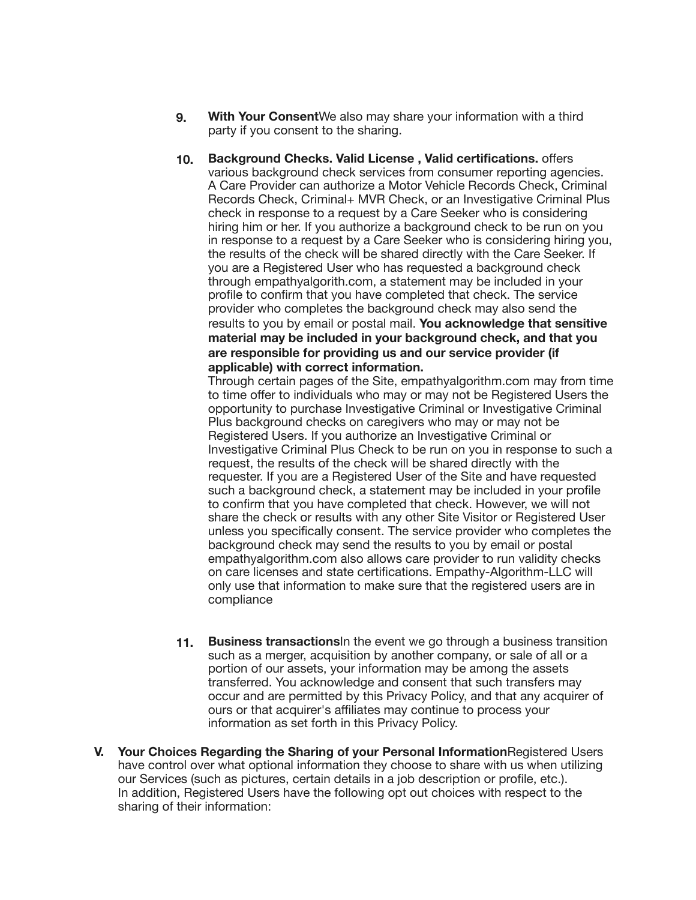9. **With Your Consent**We also may share your information with a third party if you consent to the sharing.

10. **Background Checks. Valid License , Valid certifications.** offers various background check services from consumer reporting agencies. A Care Provider can authorize a Motor Vehicle Records Check, Criminal Records Check, Criminal+ MVR Check, or an Investigative Criminal Plus check in response to a request by a Care Seeker who is considering hiring him or her. If you authorize a background check to be run on you in response to a request by a Care Seeker who is considering hiring you, the results of the check will be shared directly with the Care Seeker. If you are a Registered User who has requested a background check through empathyalgorith.com, a statement may be included in your profile to confirm that you have completed that check. The service provider who completes the background check may also send the results to you by email or postal mail. **You acknowledge that sensitive material may be included in your background check, and that you are responsible for providing us and our service provider (if applicable) with correct information.**
    Through certain pages of the Site, empathyalgorithm.com may from time to time offer to individuals who may or may not be Registered Users the opportunity to purchase Investigative Criminal or Investigative Criminal Plus background checks on caregivers who may or may not be Registered Users. If you authorize an Investigative Criminal or Investigative Criminal Plus Check to be run on you in response to such a request, the results of the check will be shared directly with the requester. If you are a Registered User of the Site and have requested such a background check, a statement may be included in your profile to confirm that you have completed that check. However, we will not share the check or results with any other Site Visitor or Registered User unless you specifically consent. The service provider who completes the background check may send the results to you by email or postal empathyalgorithm.com also allows care provider to run validity checks on care licenses and state certifications. Empathy-Algorithm-LLC will only use that information to make sure that the registered users are in compliance

11. **Business transactions**In the event we go through a business transition such as a merger, acquisition by another company, or sale of all or a portion of our assets, your information may be among the assets transferred. You acknowledge and consent that such transfers may occur and are permitted by this Privacy Policy, and that any acquirer of ours or that acquirer's affiliates may continue to process your information as set forth in this Privacy Policy.

**V. Your Choices Regarding the Sharing of your Personal Information**Registered Users have control over what optional information they choose to share with us when utilizing our Services (such as pictures, certain details in a job description or profile, etc.). In addition, Registered Users have the following opt out choices with respect to the sharing of their information: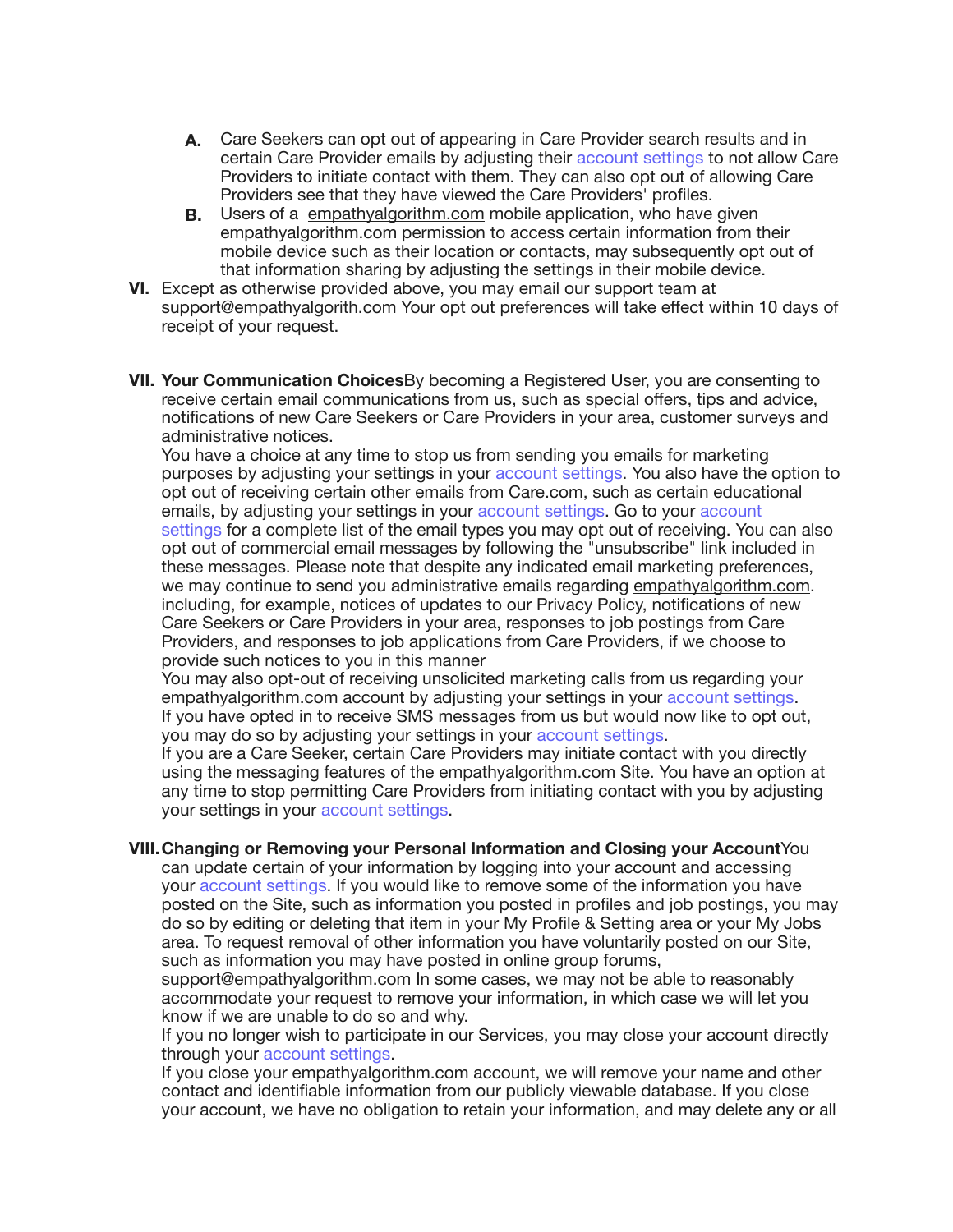A. Care Seekers can opt out of appearing in Care Provider search results and in certain Care Provider emails by adjusting their account settings to not allow Care Providers to initiate contact with them. They can also opt out of allowing Care Providers see that they have viewed the Care Providers' profiles.
B. Users of a empathyalgorithm.com mobile application, who have given empathyalgorithm.com permission to access certain information from their mobile device such as their location or contacts, may subsequently opt out of that information sharing by adjusting the settings in their mobile device.

VI. Except as otherwise provided above, you may email our support team at support@empathyalgorith.com Your opt out preferences will take effect within 10 days of receipt of your request.

VII. **Your Communication Choices**By becoming a Registered User, you are consenting to receive certain email communications from us, such as special offers, tips and advice, notifications of new Care Seekers or Care Providers in your area, customer surveys and administrative notices.
You have a choice at any time to stop us from sending you emails for marketing purposes by adjusting your settings in your account settings. You also have the option to opt out of receiving certain other emails from Care.com, such as certain educational emails, by adjusting your settings in your account settings. Go to your account settings for a complete list of the email types you may opt out of receiving. You can also opt out of commercial email messages by following the "unsubscribe" link included in these messages. Please note that despite any indicated email marketing preferences, we may continue to send you administrative emails regarding empathyalgorithm.com. including, for example, notices of updates to our Privacy Policy, notifications of new Care Seekers or Care Providers in your area, responses to job postings from Care Providers, and responses to job applications from Care Providers, if we choose to provide such notices to you in this manner
You may also opt-out of receiving unsolicited marketing calls from us regarding your empathyalgorithm.com account by adjusting your settings in your account settings.
If you have opted in to receive SMS messages from us but would now like to opt out, you may do so by adjusting your settings in your account settings.
If you are a Care Seeker, certain Care Providers may initiate contact with you directly using the messaging features of the empathyalgorithm.com Site. You have an option at any time to stop permitting Care Providers from initiating contact with you by adjusting your settings in your account settings.

VIII. **Changing or Removing your Personal Information and Closing your Account**You can update certain of your information by logging into your account and accessing your account settings. If you would like to remove some of the information you have posted on the Site, such as information you posted in profiles and job postings, you may do so by editing or deleting that item in your My Profile & Setting area or your My Jobs area. To request removal of other information you have voluntarily posted on our Site, such as information you may have posted in online group forums, support@empathyalgorithm.com In some cases, we may not be able to reasonably accommodate your request to remove your information, in which case we will let you know if we are unable to do so and why.
If you no longer wish to participate in our Services, you may close your account directly through your account settings.
If you close your empathyalgorithm.com account, we will remove your name and other contact and identifiable information from our publicly viewable database. If you close your account, we have no obligation to retain your information, and may delete any or all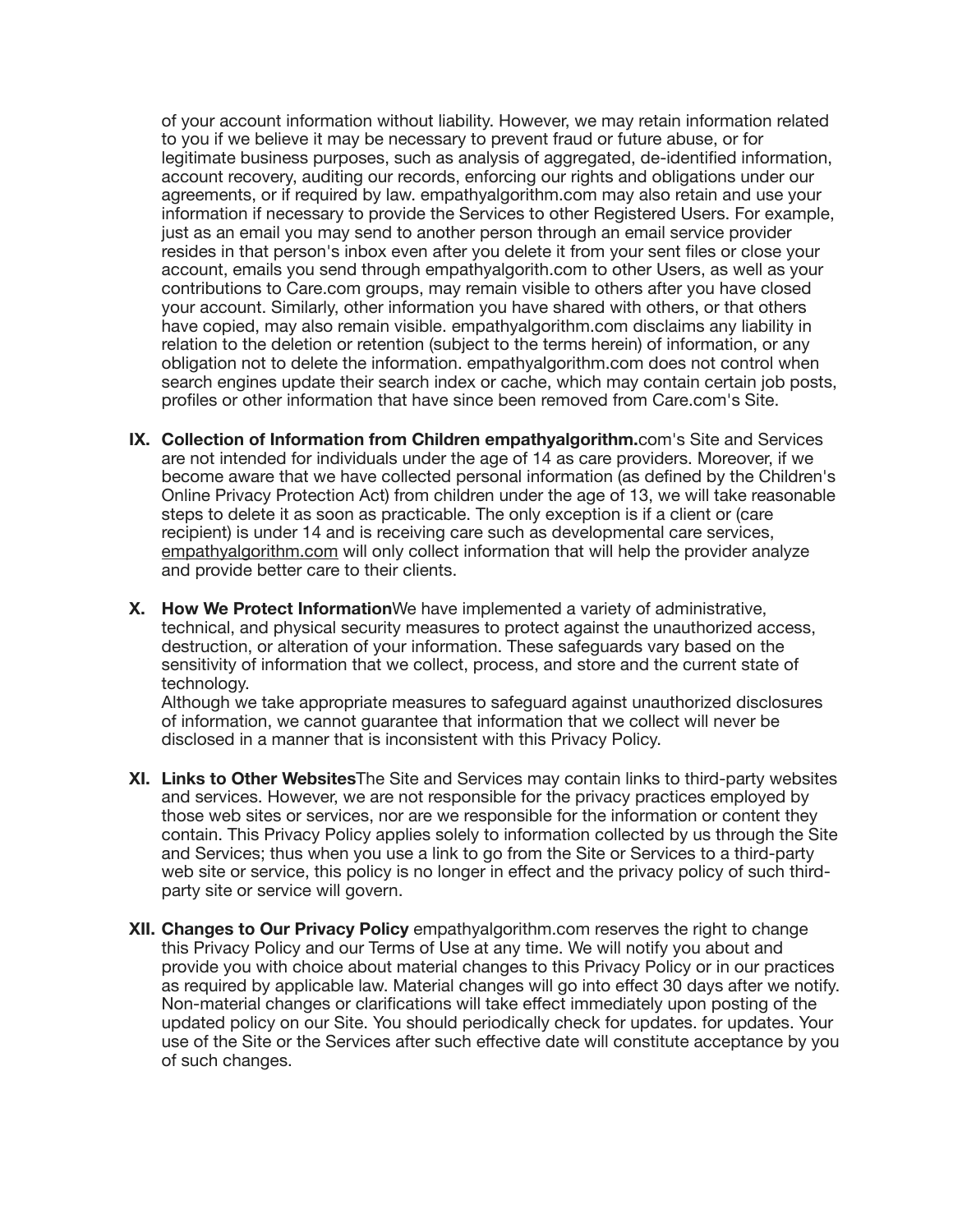of your account information without liability. However, we may retain information related to you if we believe it may be necessary to prevent fraud or future abuse, or for legitimate business purposes, such as analysis of aggregated, de-identified information, account recovery, auditing our records, enforcing our rights and obligations under our agreements, or if required by law. empathyalgorithm.com may also retain and use your information if necessary to provide the Services to other Registered Users. For example, just as an email you may send to another person through an email service provider resides in that person's inbox even after you delete it from your sent files or close your account, emails you send through empathyalgorith.com to other Users, as well as your contributions to Care.com groups, may remain visible to others after you have closed your account. Similarly, other information you have shared with others, or that others have copied, may also remain visible. empathyalgorithm.com disclaims any liability in relation to the deletion or retention (subject to the terms herein) of information, or any obligation not to delete the information. empathyalgorithm.com does not control when search engines update their search index or cache, which may contain certain job posts, profiles or other information that have since been removed from Care.com's Site.

IX. **Collection of Information from Children empathyalgorithm.**com's Site and Services are not intended for individuals under the age of 14 as care providers. Moreover, if we become aware that we have collected personal information (as defined by the Children's Online Privacy Protection Act) from children under the age of 13, we will take reasonable steps to delete it as soon as practicable. The only exception is if a client or (care recipient) is under 14 and is receiving care such as developmental care services, empathyalgorithm.com will only collect information that will help the provider analyze and provide better care to their clients.

X. **How We Protect Information**We have implemented a variety of administrative, technical, and physical security measures to protect against the unauthorized access, destruction, or alteration of your information. These safeguards vary based on the sensitivity of information that we collect, process, and store and the current state of technology.
Although we take appropriate measures to safeguard against unauthorized disclosures of information, we cannot guarantee that information that we collect will never be disclosed in a manner that is inconsistent with this Privacy Policy.

XI. **Links to Other Websites**The Site and Services may contain links to third-party websites and services. However, we are not responsible for the privacy practices employed by those web sites or services, nor are we responsible for the information or content they contain. This Privacy Policy applies solely to information collected by us through the Site and Services; thus when you use a link to go from the Site or Services to a third-party web site or service, this policy is no longer in effect and the privacy policy of such third-party site or service will govern.

XII. **Changes to Our Privacy Policy** empathyalgorithm.com reserves the right to change this Privacy Policy and our Terms of Use at any time. We will notify you about and provide you with choice about material changes to this Privacy Policy or in our practices as required by applicable law. Material changes will go into effect 30 days after we notify. Non-material changes or clarifications will take effect immediately upon posting of the updated policy on our Site. You should periodically check for updates. for updates. Your use of the Site or the Services after such effective date will constitute acceptance by you of such changes.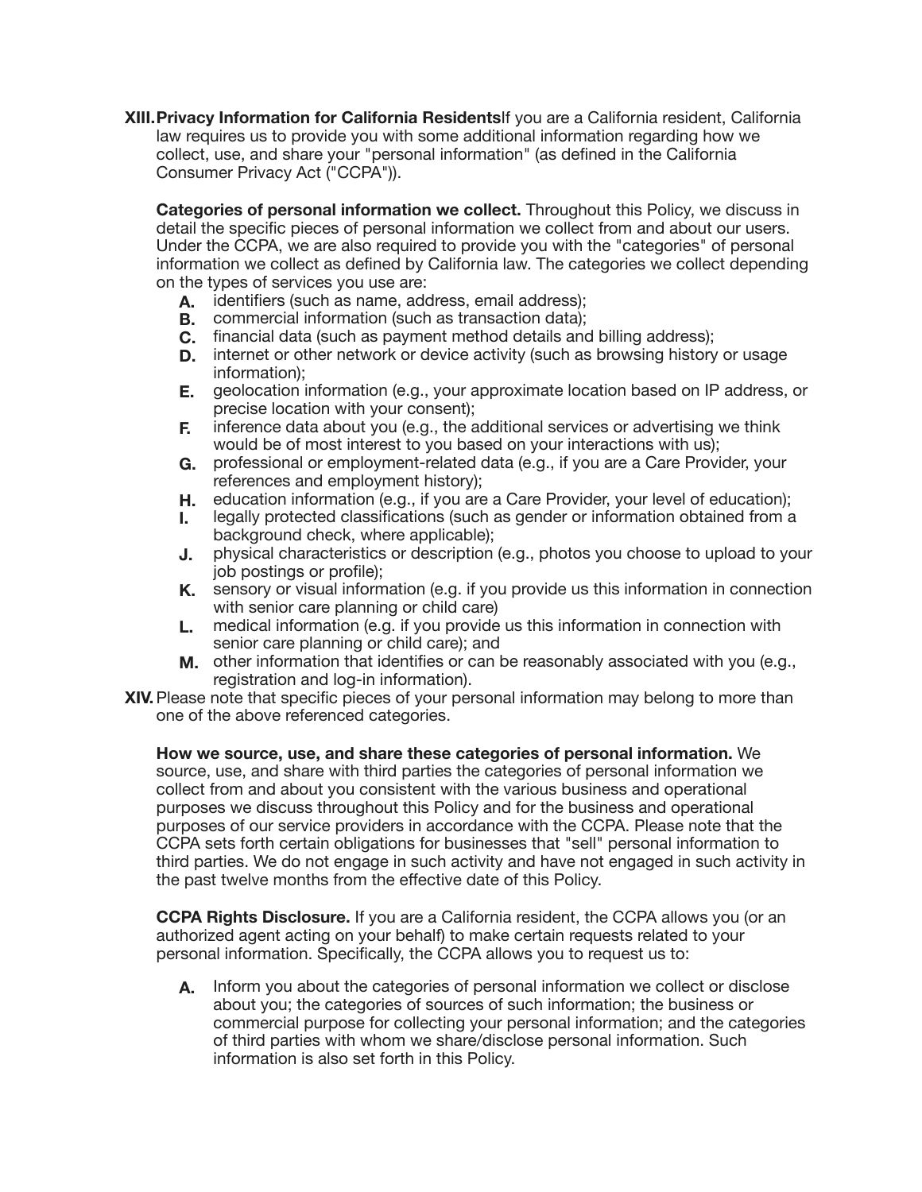XIII. **Privacy Information for California Residents**If you are a California resident, California law requires us to provide you with some additional information regarding how we collect, use, and share your "personal information" (as defined in the California Consumer Privacy Act ("CCPA")).

**Categories of personal information we collect.** Throughout this Policy, we discuss in detail the specific pieces of personal information we collect from and about our users. Under the CCPA, we are also required to provide you with the "categories" of personal information we collect as defined by California law. The categories we collect depending on the types of services you use are:

A. identifiers (such as name, address, email address);
B. commercial information (such as transaction data);
C. financial data (such as payment method details and billing address);
D. internet or other network or device activity (such as browsing history or usage information);
E. geolocation information (e.g., your approximate location based on IP address, or precise location with your consent);
F. inference data about you (e.g., the additional services or advertising we think would be of most interest to you based on your interactions with us);
G. professional or employment-related data (e.g., if you are a Care Provider, your references and employment history);
H. education information (e.g., if you are a Care Provider, your level of education);
I. legally protected classifications (such as gender or information obtained from a background check, where applicable);
J. physical characteristics or description (e.g., photos you choose to upload to your job postings or profile);
K. sensory or visual information (e.g. if you provide us this information in connection with senior care planning or child care)
L. medical information (e.g. if you provide us this information in connection with senior care planning or child care); and
M. other information that identifies or can be reasonably associated with you (e.g., registration and log-in information).

XIV. Please note that specific pieces of your personal information may belong to more than one of the above referenced categories.

**How we source, use, and share these categories of personal information.** We source, use, and share with third parties the categories of personal information we collect from and about you consistent with the various business and operational purposes we discuss throughout this Policy and for the business and operational purposes of our service providers in accordance with the CCPA. Please note that the CCPA sets forth certain obligations for businesses that "sell" personal information to third parties. We do not engage in such activity and have not engaged in such activity in the past twelve months from the effective date of this Policy.

**CCPA Rights Disclosure.** If you are a California resident, the CCPA allows you (or an authorized agent acting on your behalf) to make certain requests related to your personal information. Specifically, the CCPA allows you to request us to:

A. Inform you about the categories of personal information we collect or disclose about you; the categories of sources of such information; the business or commercial purpose for collecting your personal information; and the categories of third parties with whom we share/disclose personal information. Such information is also set forth in this Policy.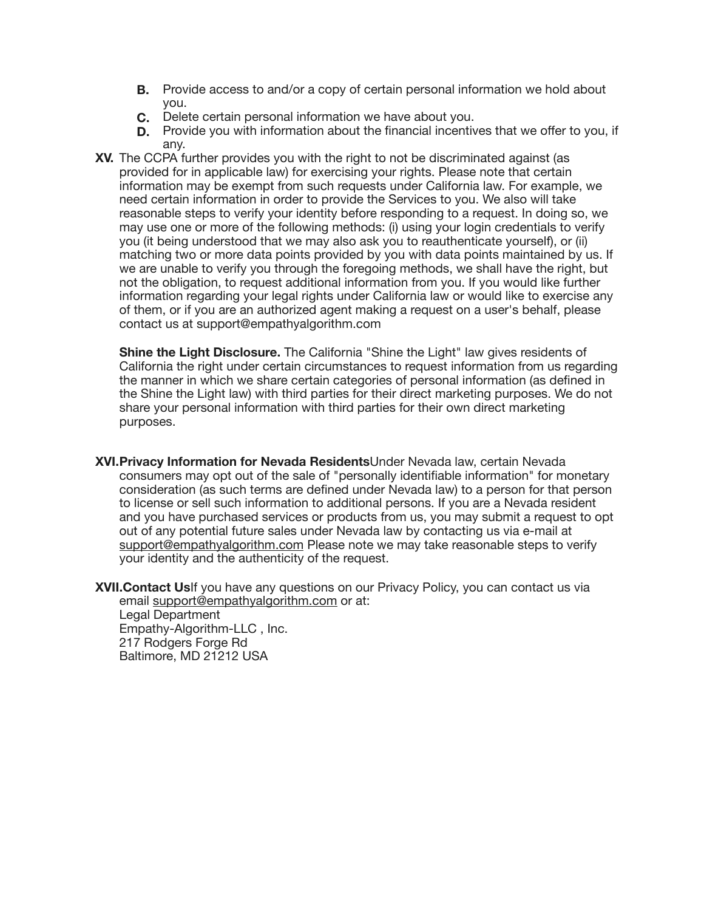B. Provide access to and/or a copy of certain personal information we hold about you.
C. Delete certain personal information we have about you.
D. Provide you with information about the financial incentives that we offer to you, if any.

**XV.** The CCPA further provides you with the right to not be discriminated against (as provided for in applicable law) for exercising your rights. Please note that certain information may be exempt from such requests under California law. For example, we need certain information in order to provide the Services to you. We also will take reasonable steps to verify your identity before responding to a request. In doing so, we may use one or more of the following methods: (i) using your login credentials to verify you (it being understood that we may also ask you to reauthenticate yourself), or (ii) matching two or more data points provided by you with data points maintained by us. If we are unable to verify you through the foregoing methods, we shall have the right, but not the obligation, to request additional information from you. If you would like further information regarding your legal rights under California law or would like to exercise any of them, or if you are an authorized agent making a request on a user's behalf, please contact us at support@empathyalgorithm.com

**Shine the Light Disclosure.** The California "Shine the Light" law gives residents of California the right under certain circumstances to request information from us regarding the manner in which we share certain categories of personal information (as defined in the Shine the Light law) with third parties for their direct marketing purposes. We do not share your personal information with third parties for their own direct marketing purposes.

**XVI.Privacy Information for Nevada Residents**Under Nevada law, certain Nevada consumers may opt out of the sale of "personally identifiable information" for monetary consideration (as such terms are defined under Nevada law) to a person for that person to license or sell such information to additional persons. If you are a Nevada resident and you have purchased services or products from us, you may submit a request to opt out of any potential future sales under Nevada law by contacting us via e-mail at support@empathyalgorithm.com Please note we may take reasonable steps to verify your identity and the authenticity of the request.

**XVII.Contact Us**If you have any questions on our Privacy Policy, you can contact us via email support@empathyalgorithm.com or at:
Legal Department
Empathy-Algorithm-LLC , Inc.
217 Rodgers Forge Rd
Baltimore, MD 21212 USA